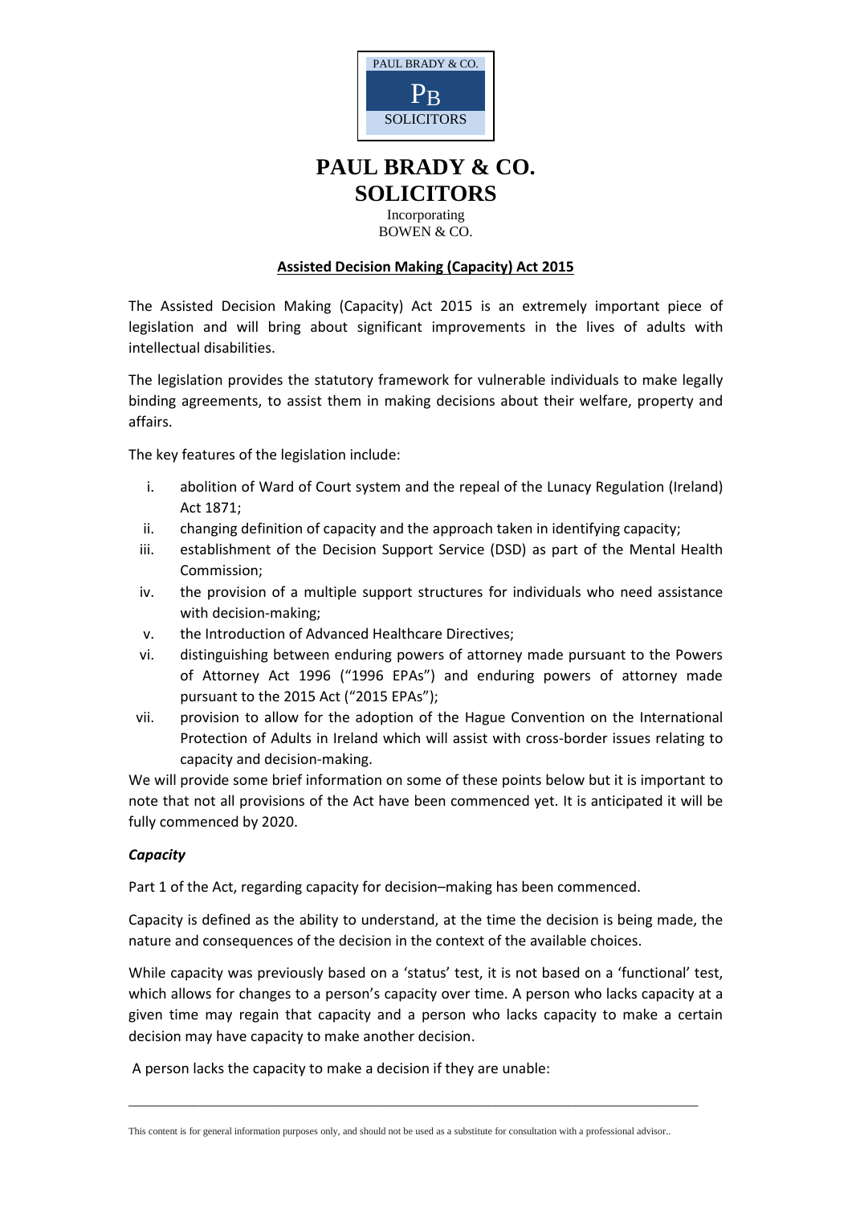PAUL BRADY & CO.

PB

SOLICITORS

# PAUL BRADY & CO. SOLICITORS

Incorporating
BOWEN & CO.

**Assisted Decision Making (Capacity) Act 2015**

The Assisted Decision Making (Capacity) Act 2015 is an extremely important piece of legislation and will bring about significant improvements in the lives of adults with intellectual disabilities.

The legislation provides the statutory framework for vulnerable individuals to make legally binding agreements, to assist them in making decisions about their welfare, property and affairs.

The key features of the legislation include:

i. abolition of Ward of Court system and the repeal of the Lunacy Regulation (Ireland) Act 1871;
ii. changing definition of capacity and the approach taken in identifying capacity;
iii. establishment of the Decision Support Service (DSD) as part of the Mental Health Commission;
iv. the provision of a multiple support structures for individuals who need assistance with decision-making;
v. the Introduction of Advanced Healthcare Directives;
vi. distinguishing between enduring powers of attorney made pursuant to the Powers of Attorney Act 1996 ("1996 EPAs") and enduring powers of attorney made pursuant to the 2015 Act ("2015 EPAs");
vii. provision to allow for the adoption of the Hague Convention on the International Protection of Adults in Ireland which will assist with cross-border issues relating to capacity and decision-making.

We will provide some brief information on some of these points below but it is important to note that not all provisions of the Act have been commenced yet. It is anticipated it will be fully commenced by 2020.

***Capacity***

Part 1 of the Act, regarding capacity for decision–making has been commenced.

Capacity is defined as the ability to understand, at the time the decision is being made, the nature and consequences of the decision in the context of the available choices.

While capacity was previously based on a 'status' test, it is not based on a 'functional' test, which allows for changes to a person's capacity over time. A person who lacks capacity at a given time may regain that capacity and a person who lacks capacity to make a certain decision may have capacity to make another decision.

A person lacks the capacity to make a decision if they are unable:

This content is for general information purposes only, and should not be used as a substitute for consultation with a professional advisor..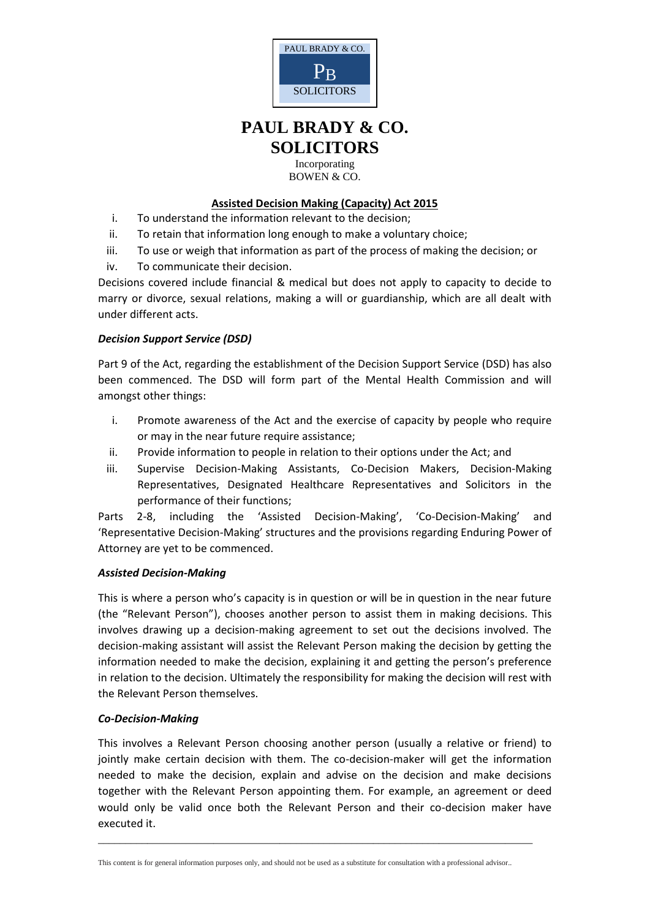PAUL BRADY & CO.

PB

SOLICITORS

# PAUL BRADY & CO. SOLICITORS

Incorporating
BOWEN & CO.

**Assisted Decision Making (Capacity) Act 2015**

i. To understand the information relevant to the decision;
ii. To retain that information long enough to make a voluntary choice;
iii. To use or weigh that information as part of the process of making the decision; or
iv. To communicate their decision.

Decisions covered include financial & medical but does not apply to capacity to decide to marry or divorce, sexual relations, making a will or guardianship, which are all dealt with under different acts.

***Decision Support Service (DSD)***

Part 9 of the Act, regarding the establishment of the Decision Support Service (DSD) has also been commenced. The DSD will form part of the Mental Health Commission and will amongst other things:

i. Promote awareness of the Act and the exercise of capacity by people who require or may in the near future require assistance;
ii. Provide information to people in relation to their options under the Act; and
iii. Supervise Decision-Making Assistants, Co-Decision Makers, Decision-Making Representatives, Designated Healthcare Representatives and Solicitors in the performance of their functions;

Parts 2-8, including the 'Assisted Decision-Making', 'Co-Decision-Making' and 'Representative Decision-Making' structures and the provisions regarding Enduring Power of Attorney are yet to be commenced.

***Assisted Decision-Making***

This is where a person who's capacity is in question or will be in question in the near future (the "Relevant Person"), chooses another person to assist them in making decisions. This involves drawing up a decision-making agreement to set out the decisions involved. The decision-making assistant will assist the Relevant Person making the decision by getting the information needed to make the decision, explaining it and getting the person's preference in relation to the decision. Ultimately the responsibility for making the decision will rest with the Relevant Person themselves.

***Co-Decision-Making***

This involves a Relevant Person choosing another person (usually a relative or friend) to jointly make certain decision with them. The co-decision-maker will get the information needed to make the decision, explain and advise on the decision and make decisions together with the Relevant Person appointing them. For example, an agreement or deed would only be valid once both the Relevant Person and their co-decision maker have executed it.

This content is for general information purposes only, and should not be used as a substitute for consultation with a professional advisor..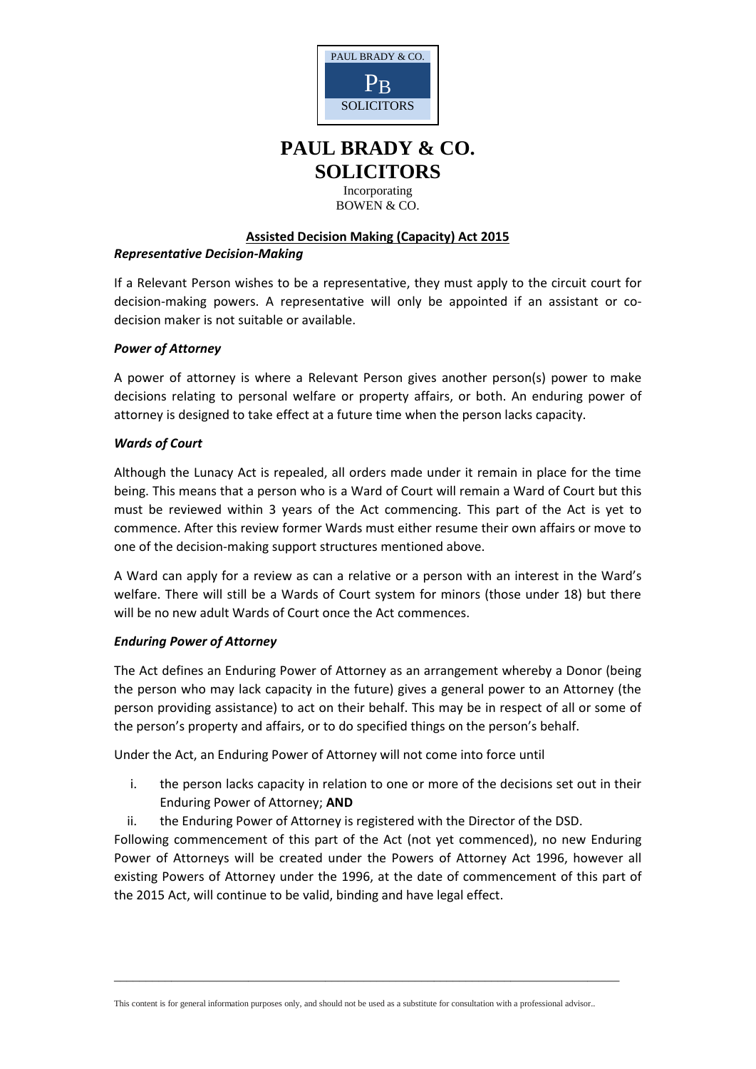PAUL BRADY & CO.

PB

SOLICITORS

# PAUL BRADY & CO. SOLICITORS

Incorporating
BOWEN & CO.

**Assisted Decision Making (Capacity) Act 2015**

***Representative Decision-Making***

If a Relevant Person wishes to be a representative, they must apply to the circuit court for decision-making powers. A representative will only be appointed if an assistant or co-decision maker is not suitable or available.

***Power of Attorney***

A power of attorney is where a Relevant Person gives another person(s) power to make decisions relating to personal welfare or property affairs, or both. An enduring power of attorney is designed to take effect at a future time when the person lacks capacity.

***Wards of Court***

Although the Lunacy Act is repealed, all orders made under it remain in place for the time being. This means that a person who is a Ward of Court will remain a Ward of Court but this must be reviewed within 3 years of the Act commencing. This part of the Act is yet to commence. After this review former Wards must either resume their own affairs or move to one of the decision-making support structures mentioned above.

A Ward can apply for a review as can a relative or a person with an interest in the Ward's welfare. There will still be a Wards of Court system for minors (those under 18) but there will be no new adult Wards of Court once the Act commences.

***Enduring Power of Attorney***

The Act defines an Enduring Power of Attorney as an arrangement whereby a Donor (being the person who may lack capacity in the future) gives a general power to an Attorney (the person providing assistance) to act on their behalf. This may be in respect of all or some of the person's property and affairs, or to do specified things on the person's behalf.

Under the Act, an Enduring Power of Attorney will not come into force until

i. the person lacks capacity in relation to one or more of the decisions set out in their Enduring Power of Attorney; **AND**
ii. the Enduring Power of Attorney is registered with the Director of the DSD.

Following commencement of this part of the Act (not yet commenced), no new Enduring Power of Attorneys will be created under the Powers of Attorney Act 1996, however all existing Powers of Attorney under the 1996, at the date of commencement of this part of the 2015 Act, will continue to be valid, binding and have legal effect.

This content is for general information purposes only, and should not be used as a substitute for consultation with a professional advisor..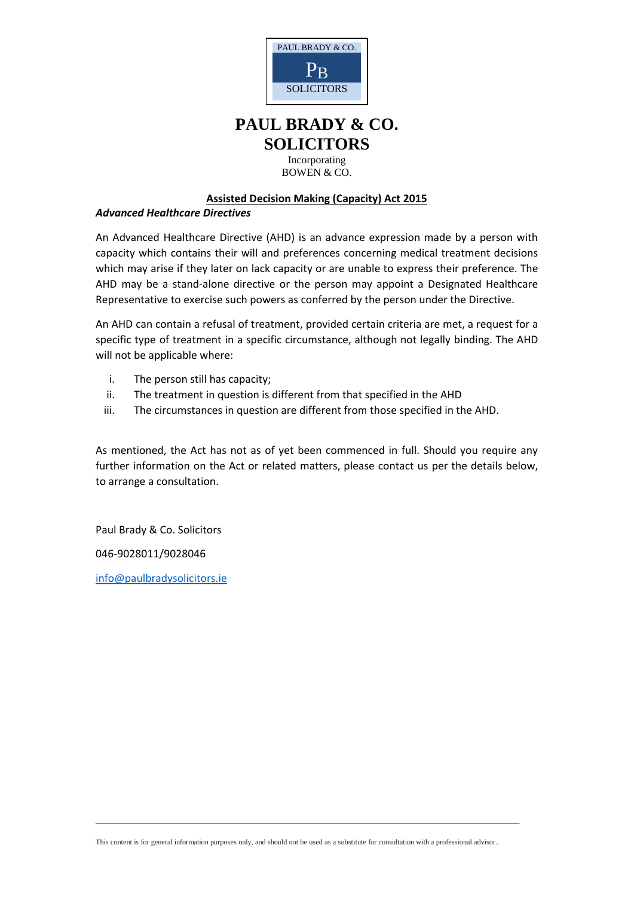PAUL BRADY & CO.

PB

SOLICITORS

# PAUL BRADY & CO. SOLICITORS

Incorporating
BOWEN & CO.

## Assisted Decision Making (Capacity) Act 2015

***Advanced Healthcare Directives***

An Advanced Healthcare Directive (AHD) is an advance expression made by a person with capacity which contains their will and preferences concerning medical treatment decisions which may arise if they later on lack capacity or are unable to express their preference. The AHD may be a stand-alone directive or the person may appoint a Designated Healthcare Representative to exercise such powers as conferred by the person under the Directive.

An AHD can contain a refusal of treatment, provided certain criteria are met, a request for a specific type of treatment in a specific circumstance, although not legally binding. The AHD will not be applicable where:

i. The person still has capacity;
ii. The treatment in question is different from that specified in the AHD
iii. The circumstances in question are different from those specified in the AHD.

As mentioned, the Act has not as of yet been commenced in full. Should you require any further information on the Act or related matters, please contact us per the details below, to arrange a consultation.

Paul Brady & Co. Solicitors

046-9028011/9028046

info@paulbradysolicitors.ie

This content is for general information purposes only, and should not be used as a substitute for consultation with a professional advisor..